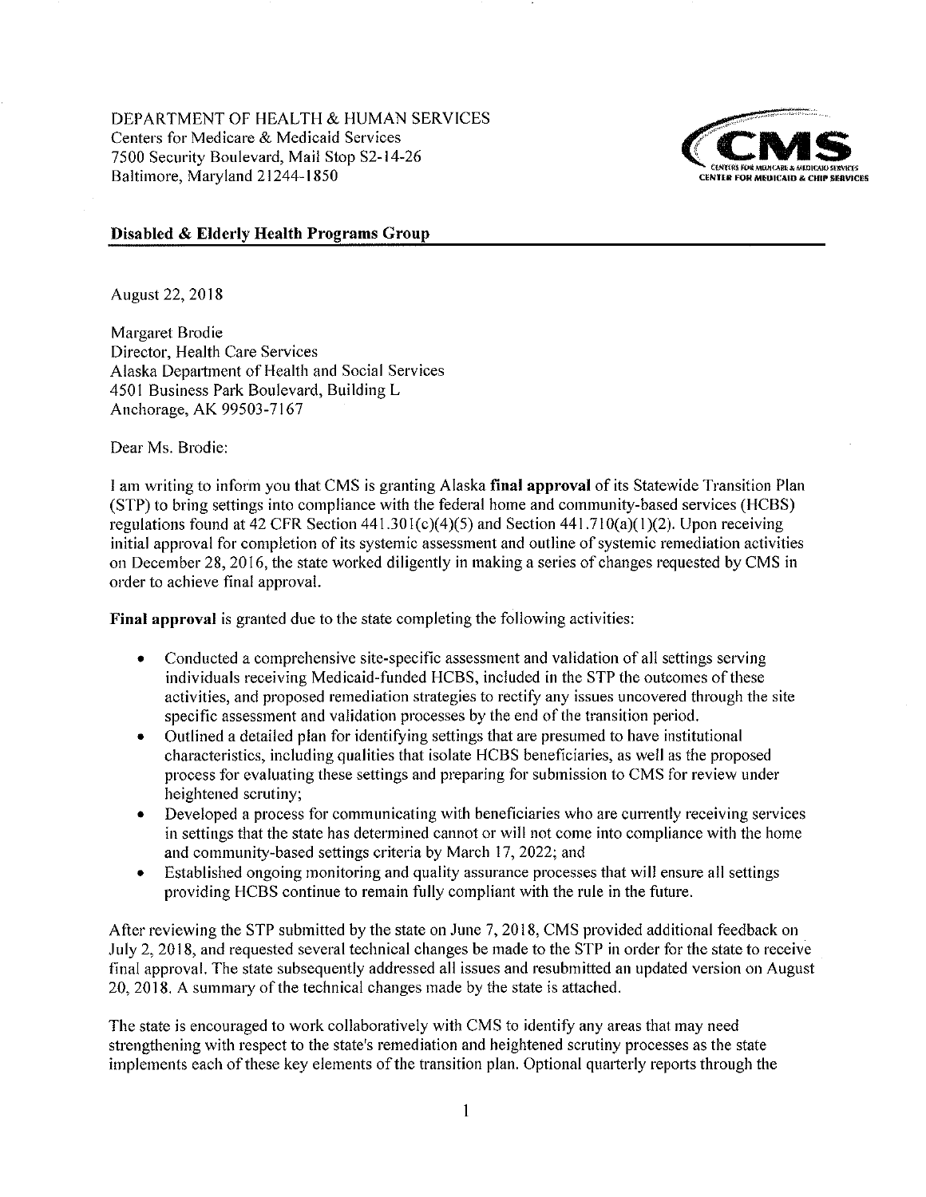DEPARTMENT OF HEALTH & HUMAN SERVICES
Centers for Medicare & Medicaid Services
7500 Security Boulevard, Mail Stop S2-14-26
Baltimore, Maryland 21244-1850

CMS
CENTERS FOR MEDICARE & MEDICAID SERVICES
CENTER FOR MEDICAID & CHIP SERVICES

**Disabled & Elderly Health Programs Group**

August 22, 2018

Margaret Brodie
Director, Health Care Services
Alaska Department of Health and Social Services
4501 Business Park Boulevard, Building L
Anchorage, AK 99503-7167

Dear Ms. Brodie:

I am writing to inform you that CMS is granting Alaska **final approval** of its Statewide Transition Plan (STP) to bring settings into compliance with the federal home and community-based services (HCBS) regulations found at 42 CFR Section 441.301(c)(4)(5) and Section 441.710(a)(1)(2). Upon receiving initial approval for completion of its systemic assessment and outline of systemic remediation activities on December 28, 2016, the state worked diligently in making a series of changes requested by CMS in order to achieve final approval.

**Final approval** is granted due to the state completing the following activities:

- Conducted a comprehensive site-specific assessment and validation of all settings serving individuals receiving Medicaid-funded HCBS, included in the STP the outcomes of these activities, and proposed remediation strategies to rectify any issues uncovered through the site specific assessment and validation processes by the end of the transition period.
- Outlined a detailed plan for identifying settings that are presumed to have institutional characteristics, including qualities that isolate HCBS beneficiaries, as well as the proposed process for evaluating these settings and preparing for submission to CMS for review under heightened scrutiny;
- Developed a process for communicating with beneficiaries who are currently receiving services in settings that the state has determined cannot or will not come into compliance with the home and community-based settings criteria by March 17, 2022; and
- Established ongoing monitoring and quality assurance processes that will ensure all settings providing HCBS continue to remain fully compliant with the rule in the future.

After reviewing the STP submitted by the state on June 7, 2018, CMS provided additional feedback on July 2, 2018, and requested several technical changes be made to the STP in order for the state to receive final approval. The state subsequently addressed all issues and resubmitted an updated version on August 20, 2018. A summary of the technical changes made by the state is attached.

The state is encouraged to work collaboratively with CMS to identify any areas that may need strengthening with respect to the state's remediation and heightened scrutiny processes as the state implements each of these key elements of the transition plan. Optional quarterly reports through the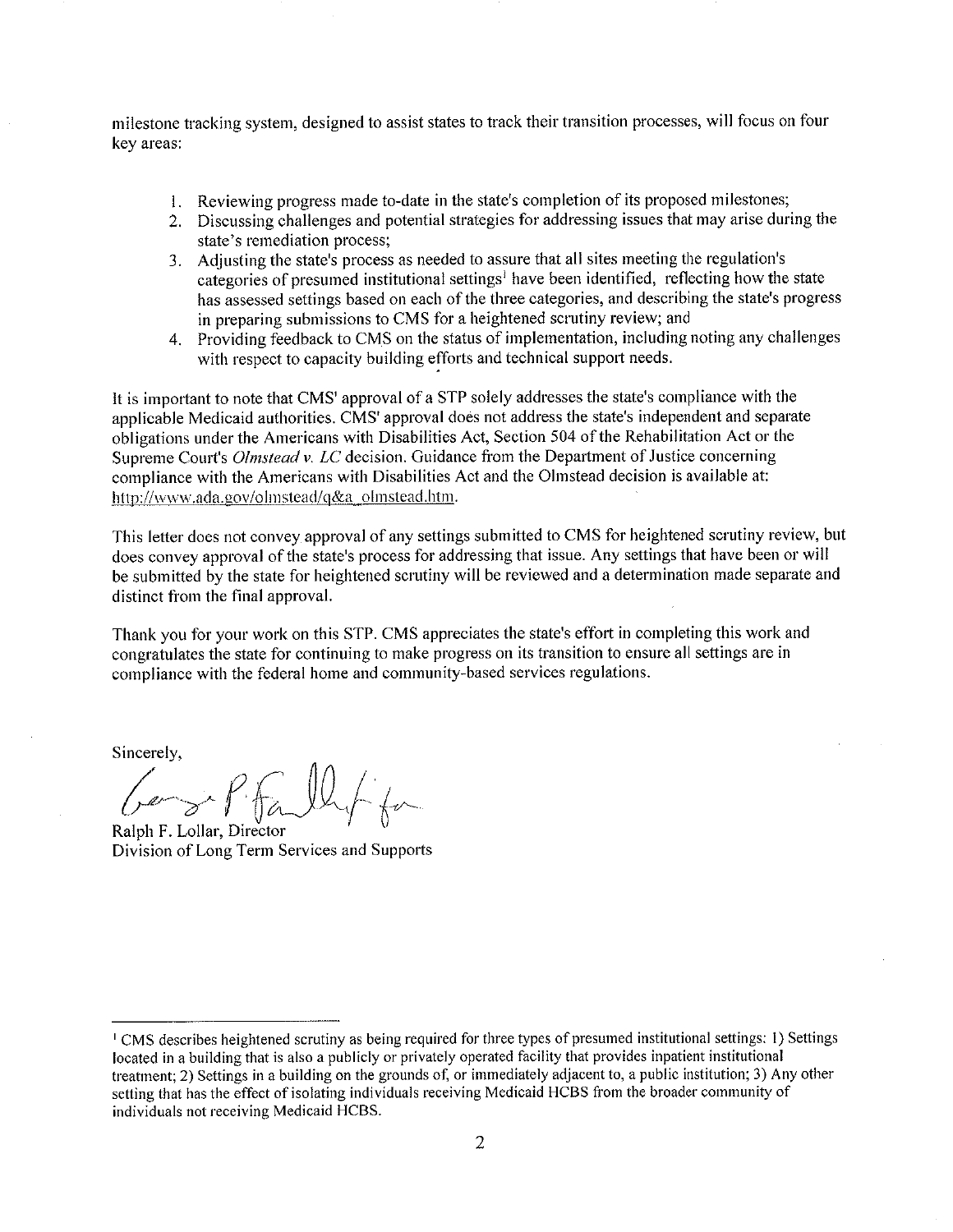milestone tracking system, designed to assist states to track their transition processes, will focus on four key areas:

1. Reviewing progress made to-date in the state's completion of its proposed milestones;
2. Discussing challenges and potential strategies for addressing issues that may arise during the state's remediation process;
3. Adjusting the state's process as needed to assure that all sites meeting the regulation's categories of presumed institutional settings[1] have been identified, reflecting how the state has assessed settings based on each of the three categories, and describing the state's progress in preparing submissions to CMS for a heightened scrutiny review; and
4. Providing feedback to CMS on the status of implementation, including noting any challenges with respect to capacity building efforts and technical support needs.

It is important to note that CMS' approval of a STP solely addresses the state's compliance with the applicable Medicaid authorities. CMS' approval does not address the state's independent and separate obligations under the Americans with Disabilities Act, Section 504 of the Rehabilitation Act or the Supreme Court's *Olmstead v. LC* decision. Guidance from the Department of Justice concerning compliance with the Americans with Disabilities Act and the Olmstead decision is available at: http://www.ada.gov/olmstead/q&a_olmstead.htm.

This letter does not convey approval of any settings submitted to CMS for heightened scrutiny review, but does convey approval of the state's process for addressing that issue. Any settings that have been or will be submitted by the state for heightened scrutiny will be reviewed and a determination made separate and distinct from the final approval.

Thank you for your work on this STP. CMS appreciates the state's effort in completing this work and congratulates the state for continuing to make progress on its transition to ensure all settings are in compliance with the federal home and community-based services regulations.

Sincerely,

Ralph F. Lollar, Director
Division of Long Term Services and Supports

---

[1] CMS describes heightened scrutiny as being required for three types of presumed institutional settings: 1) Settings located in a building that is also a publicly or privately operated facility that provides inpatient institutional treatment; 2) Settings in a building on the grounds of, or immediately adjacent to, a public institution; 3) Any other setting that has the effect of isolating individuals receiving Medicaid HCBS from the broader community of individuals not receiving Medicaid HCBS.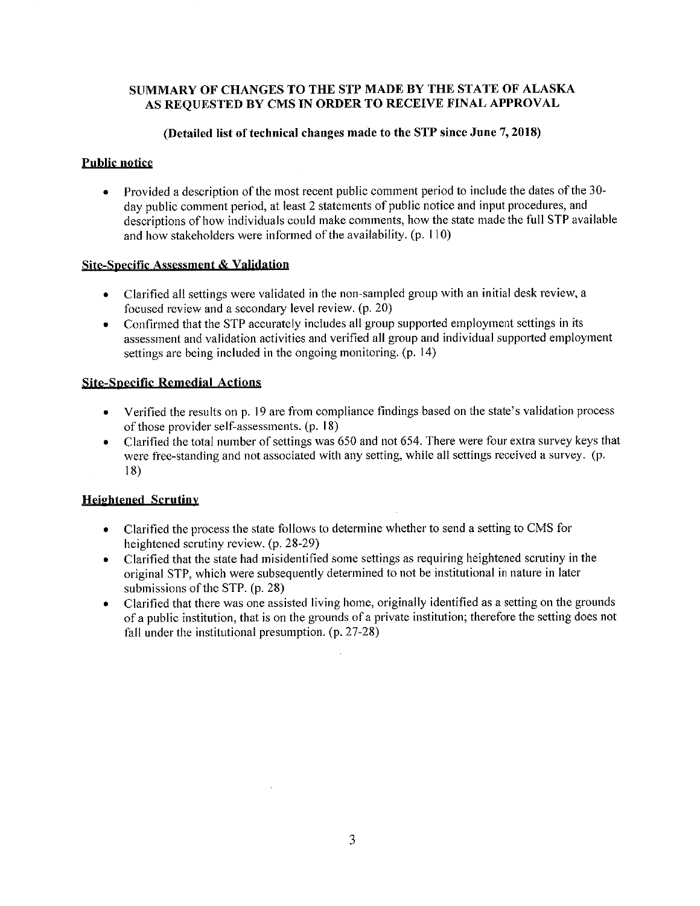## SUMMARY OF CHANGES TO THE STP MADE BY THE STATE OF ALASKA AS REQUESTED BY CMS IN ORDER TO RECEIVE FINAL APPROVAL

### (Detailed list of technical changes made to the STP since June 7, 2018)

**Public notice**

- Provided a description of the most recent public comment period to include the dates of the 30-day public comment period, at least 2 statements of public notice and input procedures, and descriptions of how individuals could make comments, how the state made the full STP available and how stakeholders were informed of the availability. (p. 110)

**Site-Specific Assessment & Validation**

- Clarified all settings were validated in the non-sampled group with an initial desk review, a focused review and a secondary level review. (p. 20)
- Confirmed that the STP accurately includes all group supported employment settings in its assessment and validation activities and verified all group and individual supported employment settings are being included in the ongoing monitoring. (p. 14)

**Site-Specific Remedial Actions**

- Verified the results on p. 19 are from compliance findings based on the state's validation process of those provider self-assessments. (p. 18)
- Clarified the total number of settings was 650 and not 654. There were four extra survey keys that were free-standing and not associated with any setting, while all settings received a survey. (p. 18)

**Heightened Scrutiny**

- Clarified the process the state follows to determine whether to send a setting to CMS for heightened scrutiny review. (p. 28-29)
- Clarified that the state had misidentified some settings as requiring heightened scrutiny in the original STP, which were subsequently determined to not be institutional in nature in later submissions of the STP. (p. 28)
- Clarified that there was one assisted living home, originally identified as a setting on the grounds of a public institution, that is on the grounds of a private institution; therefore the setting does not fall under the institutional presumption. (p. 27-28)